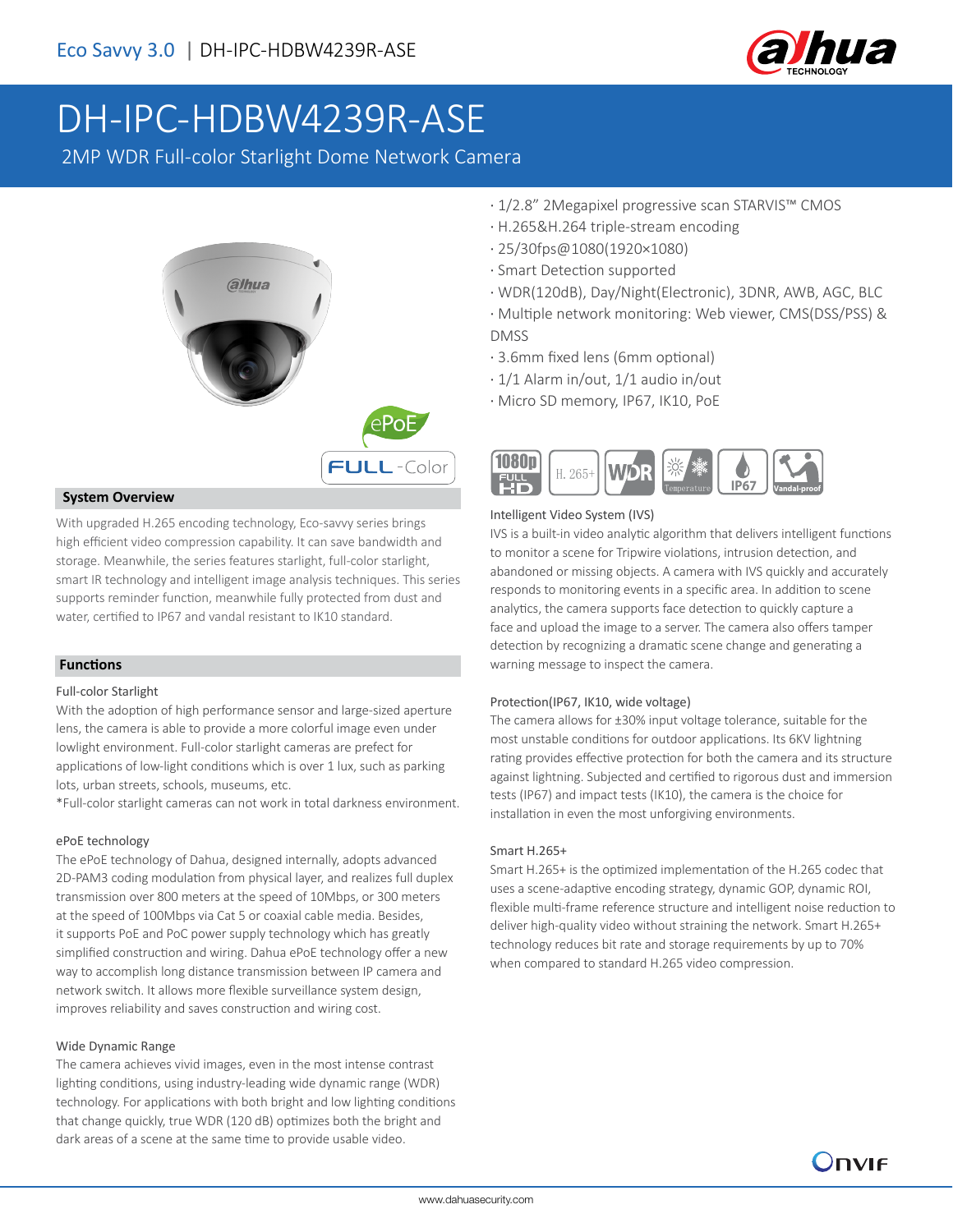Eco Savvy 3.0 | DH-IPC-HDBW4239R-ASE

# DH-IPC-HDBW4239R-ASE

2MP WDR Full-color Starlight Dome Network Camera

- 1/2.8" 2Megapixel progressive scan STARVIS™ CMOS
- H.265&H.264 triple-stream encoding
- 25/30fps@1080(1920×1080)
- Smart Detection supported
- WDR(120dB), Day/Night(Electronic), 3DNR, AWB, AGC, BLC
- Multiple network monitoring: Web viewer, CMS(DSS/PSS) & DMSS
- 3.6mm fixed lens (6mm optional)
- 1/1 Alarm in/out, 1/1 audio in/out
- Micro SD memory, IP67, IK10, PoE

## System Overview

With upgraded H.265 encoding technology, Eco-savvy series brings high efficient video compression capability. It can save bandwidth and storage. Meanwhile, the series features starlight, full-color starlight, smart IR technology and intelligent image analysis techniques. This series supports reminder function, meanwhile fully protected from dust and water, certified to IP67 and vandal resistant to IK10 standard.

## Functions

### Full-color Starlight

With the adoption of high performance sensor and large-sized aperture lens, the camera is able to provide a more colorful image even under lowlight environment. Full-color starlight cameras are prefect for applications of low-light conditions which is over 1 lux, such as parking lots, urban streets, schools, museums, etc.

*Full-color starlight cameras can not work in total darkness environment.

### ePoE technology

The ePoE technology of Dahua, designed internally, adopts advanced 2D-PAM3 coding modulation from physical layer, and realizes full duplex transmission over 800 meters at the speed of 10Mbps, or 300 meters at the speed of 100Mbps via Cat 5 or coaxial cable media. Besides, it supports PoE and PoC power supply technology which has greatly simplified construction and wiring. Dahua ePoE technology offer a new way to accomplish long distance transmission between IP camera and network switch. It allows more flexible surveillance system design, improves reliability and saves construction and wiring cost.

### Wide Dynamic Range

The camera achieves vivid images, even in the most intense contrast lighting conditions, using industry-leading wide dynamic range (WDR) technology. For applications with both bright and low lighting conditions that change quickly, true WDR (120 dB) optimizes both the bright and dark areas of a scene at the same time to provide usable video.

### Intelligent Video System (IVS)

IVS is a built-in video analytic algorithm that delivers intelligent functions to monitor a scene for Tripwire violations, intrusion detection, and abandoned or missing objects. A camera with IVS quickly and accurately responds to monitoring events in a specific area. In addition to scene analytics, the camera supports face detection to quickly capture a face and upload the image to a server. The camera also offers tamper detection by recognizing a dramatic scene change and generating a warning message to inspect the camera.

### Protection(IP67, IK10, wide voltage)

The camera allows for ±30% input voltage tolerance, suitable for the most unstable conditions for outdoor applications. Its 6KV lightning rating provides effective protection for both the camera and its structure against lightning. Subjected and certified to rigorous dust and immersion tests (IP67) and impact tests (IK10), the camera is the choice for installation in even the most unforgiving environments.

### Smart H.265+

Smart H.265+ is the optimized implementation of the H.265 codec that uses a scene-adaptive encoding strategy, dynamic GOP, dynamic ROI, flexible multi-frame reference structure and intelligent noise reduction to deliver high-quality video without straining the network. Smart H.265+ technology reduces bit rate and storage requirements by up to 70% when compared to standard H.265 video compression.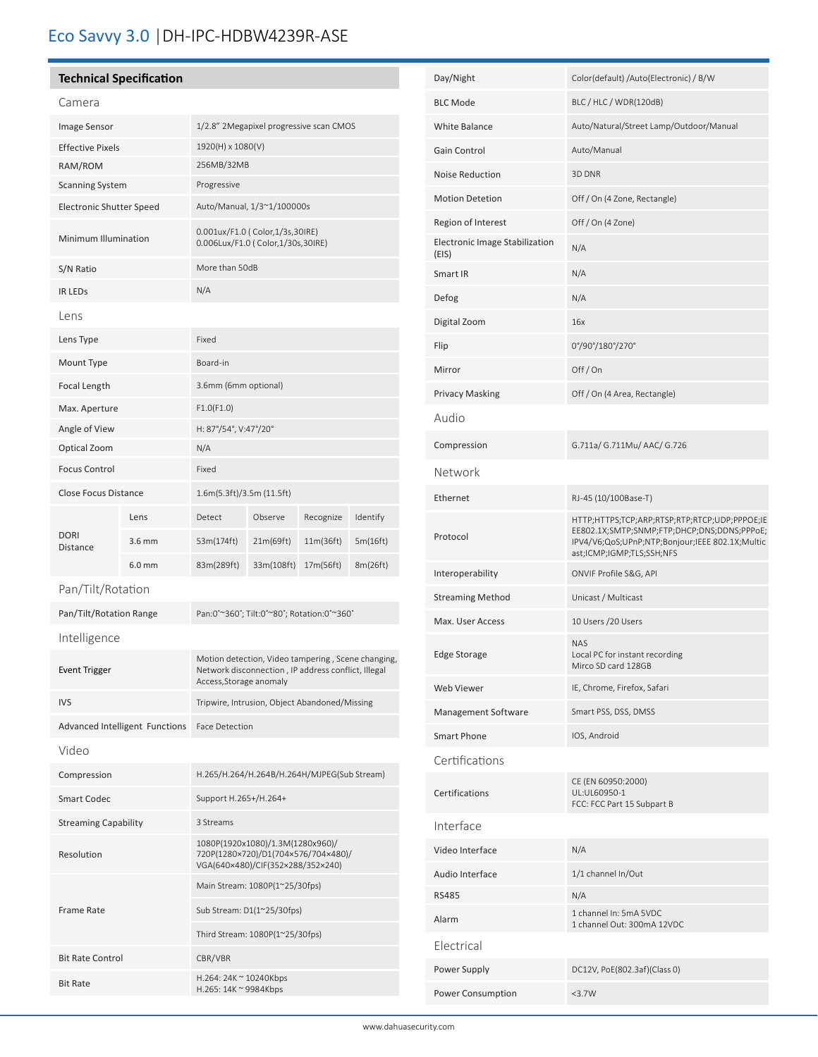# Eco Savvy 3.0 | DH-IPC-HDBW4239R-ASE

## Technical Specification

### Camera

| | |
|---|---|
| Image Sensor | 1/2.8" 2Megapixel progressive scan CMOS |
| Effective Pixels | 1920(H) x 1080(V) |
| RAM/ROM | 256MB/32MB |
| Scanning System | Progressive |
| Electronic Shutter Speed | Auto/Manual, 1/3~1/100000s |
| Minimum Illumination | 0.001ux/F1.0 ( Color,1/3s,30IRE)<br>0.006Lux/F1.0 ( Color,1/30s,30IRE) |
| S/N Ratio | More than 50dB |
| IR LEDs | N/A |

### Lens

| | | | | | |
|---|---|---|---|---|---|
| Lens Type | | Fixed | | | |
| Mount Type | | Board-in | | | |
| Focal Length | | 3.6mm (6mm optional) | | | |
| Max. Aperture | | F1.0(F1.0) | | | |
| Angle of View | | H: 87°/54°, V:47°/20° | | | |
| Optical Zoom | | N/A | | | |
| Focus Control | | Fixed | | | |
| Close Focus Distance | | 1.6m(5.3ft)/3.5m (11.5ft) | | | |
| DORI Distance | Lens | Detect | Observe | Recognize | Identify |
| | 3.6 mm | 53m(174ft) | 21m(69ft) | 11m(36ft) | 5m(16ft) |
| | 6.0 mm | 83m(289ft) | 33m(108ft) | 17m(56ft) | 8m(26ft) |

### Pan/Tilt/Rotation

| | |
|---|---|
| Pan/Tilt/Rotation Range | Pan:0°~360°; Tilt:0°~80°; Rotation:0°~360° |

### Intelligence

| | |
|---|---|
| **Event Trigger** | Motion detection, Video tampering , Scene changing, Network disconnection , IP address conflict, Illegal Access,Storage anomaly |
| IVS | Tripwire, Intrusion, Object Abandoned/Missing |
| Advanced Intelligent Functions | Face Detection |

### Video

| | |
|---|---|
| Compression | H.265/H.264/H.264B/H.264H/MJPEG(Sub Stream) |
| Smart Codec | Support H.265+/H.264+ |
| Streaming Capability | 3 Streams |
| Resolution | 1080P(1920×1080)/1.3M(1280×960)/ 720P(1280×720)/D1(704×576/704×480)/ VGA(640×480)/CIF(352×288/352×240) |
| Frame Rate | Main Stream: 1080P(1~25/30fps) |
| | Sub Stream: D1(1~25/30fps) |
| | Third Stream: 1080P(1~25/30fps) |
| Bit Rate Control | CBR/VBR |
| Bit Rate | H.264: 24K ~ 10240Kbps<br>H.265: 14K ~ 9984Kbps |
| Day/Night | Color(default) /Auto(Electronic) / B/W |
| BLC Mode | BLC / HLC / WDR(120dB) |
| White Balance | Auto/Natural/Street Lamp/Outdoor/Manual |
| Gain Control | Auto/Manual |
| Noise Reduction | 3D DNR |
| Motion Detetion | Off / On (4 Zone, Rectangle) |
| Region of Interest | Off / On (4 Zone) |
| Electronic Image Stabilization (EIS) | N/A |
| Smart IR | N/A |
| Defog | N/A |
| Digital Zoom | 16x |
| Flip | 0°/90°/180°/270° |
| Mirror | Off / On |
| Privacy Masking | Off / On (4 Area, Rectangle) |

### Audio

| | |
|---|---|
| Compression | G.711a/ G.711Mu/ AAC/ G.726 |

### Network

| | |
|---|---|
| Ethernet | RJ-45 (10/100Base-T) |
| Protocol | HTTP;HTTPS;TCP;ARP;RTSP;RTP;RTCP;UDP;PPPOE;IEEE802.1X;SMTP;SNMP;FTP;DHCP;DNS;DDNS;PPPoE;IPV4/V6;QoS;UPnP;NTP;Bonjour;IEEE 802.1X;Multicast;ICMP;IGMP;TLS;SSH;NFS |
| Interoperability | ONVIF Profile S&G, API |
| Streaming Method | Unicast / Multicast |
| Max. User Access | 10 Users /20 Users |
| Edge Storage | NAS<br>Local PC for instant recording<br>Mirco SD card 128GB |
| Web Viewer | IE, Chrome, Firefox, Safari |
| Management Software | Smart PSS, DSS, DMSS |
| Smart Phone | IOS, Android |

### Certifications

| | |
|---|---|
| Certifications | CE (EN 60950:2000)<br>UL:UL60950-1<br>FCC: FCC Part 15 Subpart B |

### Interface

| | |
|---|---|
| Video Interface | N/A |
| Audio Interface | 1/1 channel In/Out |
| RS485 | N/A |
| Alarm | 1 channel In: 5mA 5VDC<br>1 channel Out: 300mA 12VDC |

### Electrical

| | |
|---|---|
| Power Supply | DC12V, PoE(802.3af)(Class 0) |
| Power Consumption | <3.7W |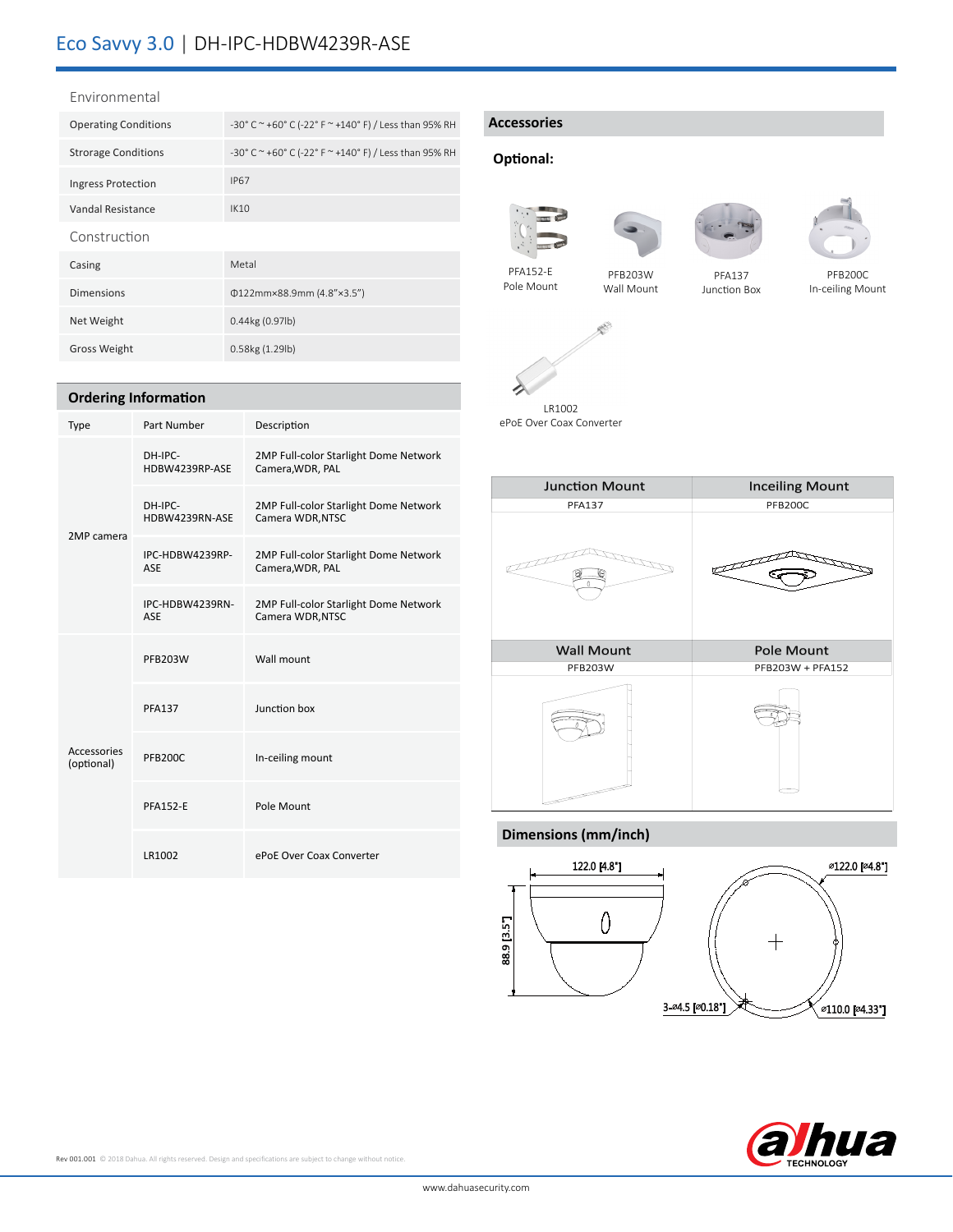# Eco Savvy 3.0 | DH-IPC-HDBW4239R-ASE

## Environmental

| | |
|---|---|
| Operating Conditions | -30° C ~ +60° C (-22° F ~ +140° F) / Less than 95% RH |
| Strorage Conditions | -30° C ~ +60° C (-22° F ~ +140° F) / Less than 95% RH |
| Ingress Protection | IP67 |
| Vandal Resistance | IK10 |

## Construction

| | |
|---|---|
| Casing | Metal |
| Dimensions | Φ122mm×88.9mm (4.8"×3.5") |
| Net Weight | 0.44kg (0.97lb) |
| Gross Weight | 0.58kg (1.29lb) |

## Ordering Information

| Type | Part Number | Description |
|---|---|---|
| 2MP camera | DH-IPC-HDBW4239RP-ASE | 2MP Full-color Starlight Dome Network Camera,WDR, PAL |
| | DH-IPC-HDBW4239RN-ASE | 2MP Full-color Starlight Dome Network Camera WDR,NTSC |
| | IPC-HDBW4239RP-ASE | 2MP Full-color Starlight Dome Network Camera,WDR, PAL |
| | IPC-HDBW4239RN-ASE | 2MP Full-color Starlight Dome Network Camera WDR,NTSC |
| Accessories (optional) | PFB203W | Wall mount |
| | PFA137 | Junction box |
| | PFB200C | In-ceiling mount |
| | PFA152-E | Pole Mount |
| | LR1002 | ePoE Over Coax Converter |

## Accessories

**Optional:**

PFA152-E
Pole Mount

PFB203W
Wall Mount

PFA137
Junction Box

PFB200C
In-ceiling Mount

LR1002
ePoE Over Coax Converter

| Junction Mount | Inceiling Mount |
|---|---|
| PFA137 | PFB200C |

| Wall Mount | Pole Mount |
|---|---|
| PFB203W | PFB203W + PFA152 |

## Dimensions (mm/inch)

122.0 [4.8"]

88.9 [3.5"]

⌀122.0 [⌀4.8"]

3-⌀4.5 [⌀0.18"]

⌀110.0 [⌀4.33"]

Rev 001.001 © 2018 Dahua. All rights reserved. Design and specifications are subject to change without notice.

www.dahuasecurity.com